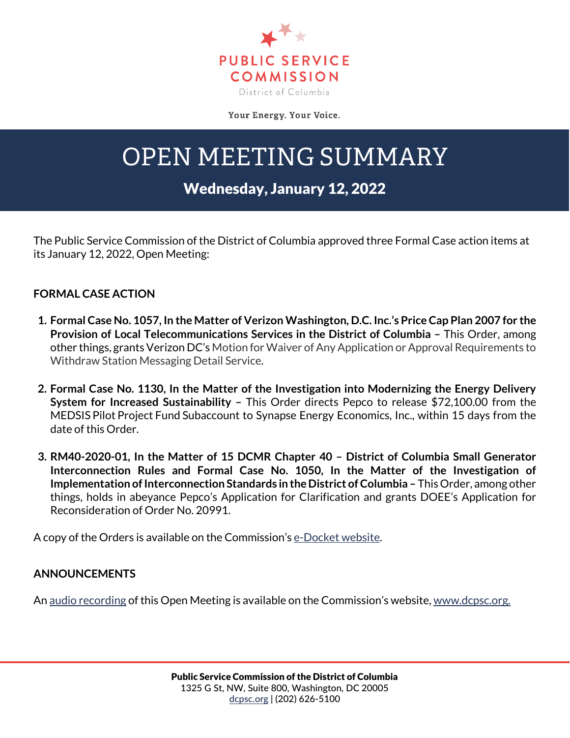PUBLIC SERVICE COMMISSION

District of Columbia

Your Energy. Your Voice.

# OPEN MEETING SUMMARY

## Wednesday, January 12, 2022

The Public Service Commission of the District of Columbia approved three Formal Case action items at its January 12, 2022, Open Meeting:

### FORMAL CASE ACTION

1. **Formal Case No. 1057, In the Matter of Verizon Washington, D.C. Inc.'s Price Cap Plan 2007 for the Provision of Local Telecommunications Services in the District of Columbia –** This Order, among other things, grants Verizon DC's Motion for Waiver of Any Application or Approval Requirements to Withdraw Station Messaging Detail Service.

2. **Formal Case No. 1130, In the Matter of the Investigation into Modernizing the Energy Delivery System for Increased Sustainability –** This Order directs Pepco to release $72,100.00 from the MEDSIS Pilot Project Fund Subaccount to Synapse Energy Economics, Inc., within 15 days from the date of this Order.

3. **RM40-2020-01, In the Matter of 15 DCMR Chapter 40 – District of Columbia Small Generator Interconnection Rules and Formal Case No. 1050, In the Matter of the Investigation of Implementation of Interconnection Standards in the District of Columbia –** This Order, among other things, holds in abeyance Pepco's Application for Clarification and grants DOEE's Application for Reconsideration of Order No. 20991.

A copy of the Orders is available on the Commission's e-Docket website.

### ANNOUNCEMENTS

An audio recording of this Open Meeting is available on the Commission's website, www.dcpsc.org.

**Public Service Commission of the District of Columbia**
1325 G St, NW, Suite 800, Washington, DC 20005
dcpsc.org | (202) 626-5100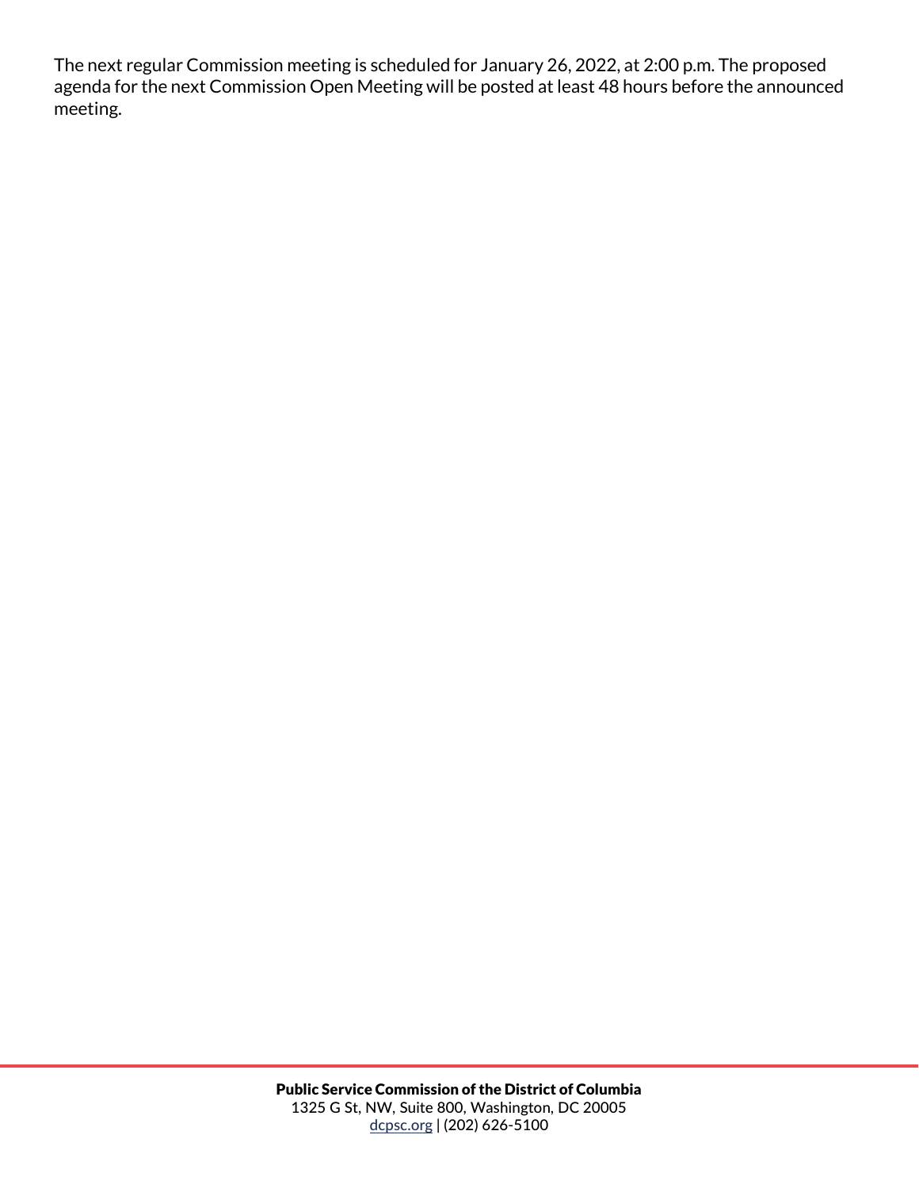The next regular Commission meeting is scheduled for January 26, 2022, at 2:00 p.m. The proposed agenda for the next Commission Open Meeting will be posted at least 48 hours before the announced meeting.

**Public Service Commission of the District of Columbia**
1325 G St, NW, Suite 800, Washington, DC 20005
dcpsc.org | (202) 626-5100